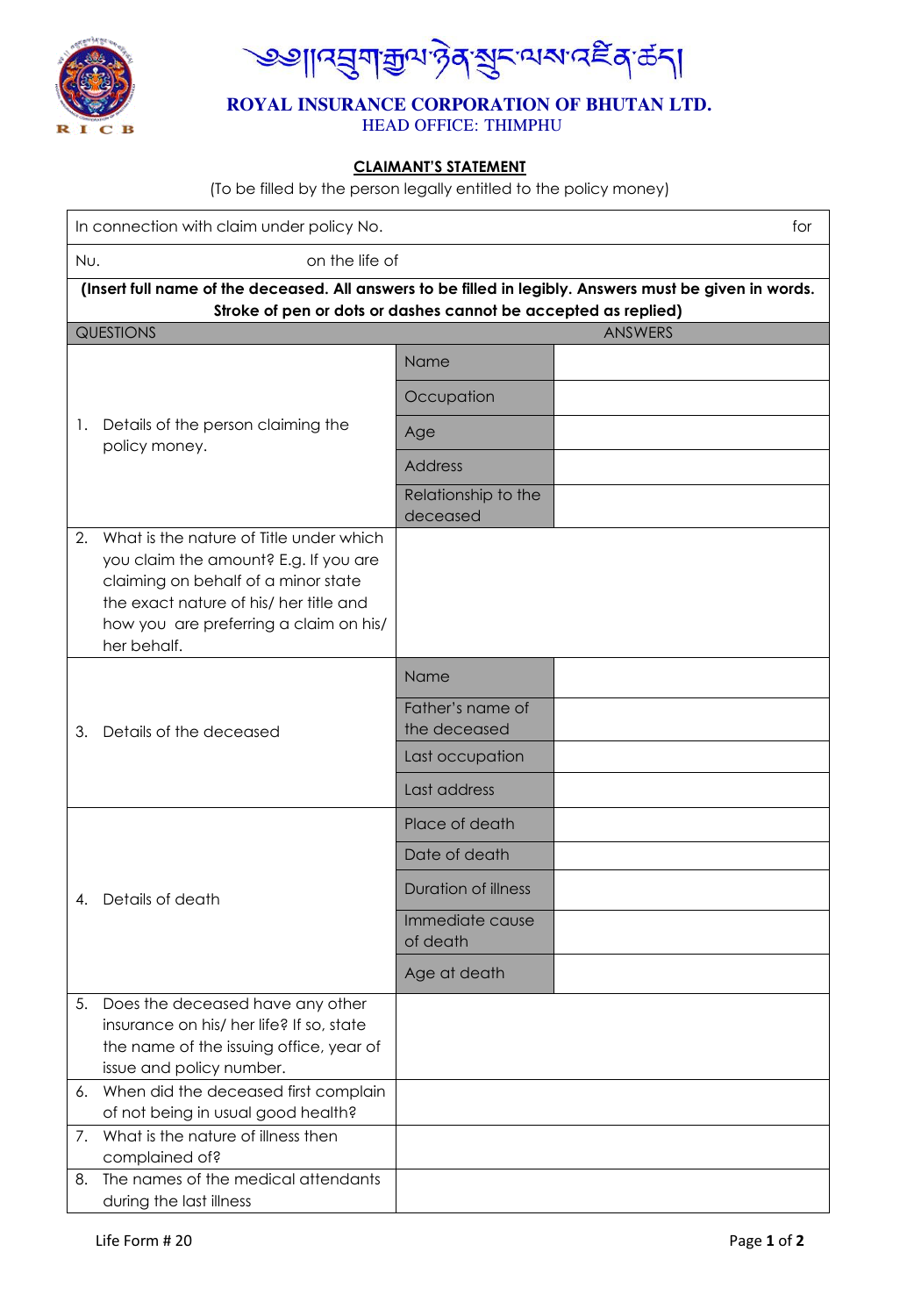༄༅།།འབྲུག་རྒྱལ་ཉེན་སྲུང་ལས་འཛིན་ཚད།

# ROYAL INSURANCE CORPORATION OF BHUTAN LTD.

HEAD OFFICE: THIMPHU

## CLAIMANT'S STATEMENT

(To be filled by the person legally entitled to the policy money)

| | | |
|---|---|---|
| In connection with claim under policy No. | | for |
| Nu. | on the life of | |

**(Insert full name of the deceased. All answers to be filled in legibly. Answers must be given in words. Stroke of pen or dots or dashes cannot be accepted as replied)**

| QUESTIONS | ANSWERS | |
|---|---|---|
| 1. Details of the person claiming the policy money. | Name | |
| | Occupation | |
| | Age | |
| | Address | |
| | Relationship to the deceased | |
| 2. What is the nature of Title under which you claim the amount? E.g. If you are claiming on behalf of a minor state the exact nature of his/ her title and how you are preferring a claim on his/ her behalf. | | |
| 3. Details of the deceased | Name | |
| | Father's name of the deceased | |
| | Last occupation | |
| | Last address | |
| 4. Details of death | Place of death | |
| | Date of death | |
| | Duration of illness | |
| | Immediate cause of death | |
| | Age at death | |
| 5. Does the deceased have any other insurance on his/ her life? If so, state the name of the issuing office, year of issue and policy number. | | |
| 6. When did the deceased first complain of not being in usual good health? | | |
| 7. What is the nature of illness then complained of? | | |
| 8. The names of the medical attendants during the last illness | | |

Life Form # 20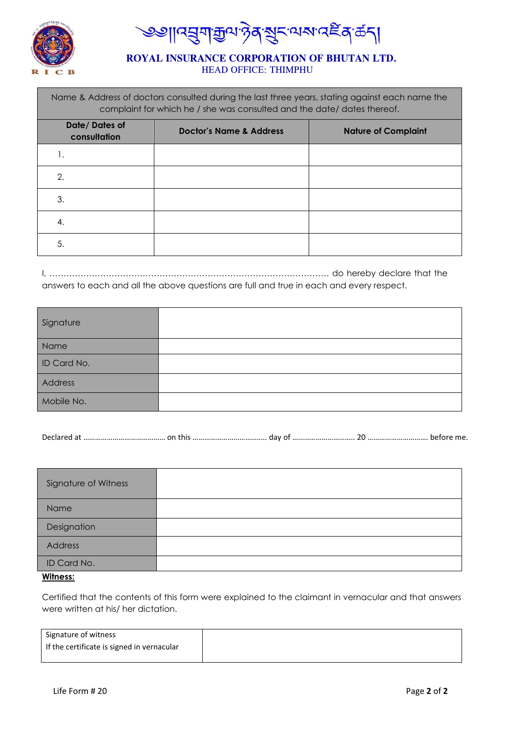༄༅།།འབྲུག་རྒྱལ་ཉེན་སྲུང་ལས་འཛིན་ཚད།

**ROYAL INSURANCE CORPORATION OF BHUTAN LTD.**
HEAD OFFICE: THIMPHU

| Name & Address of doctors consulted during the last three years, stating against each name the complaint for which he / she was consulted and the date/ dates thereof. | | |
|---|---|---|
| **Date/ Dates of consultation** | **Doctor's Name & Address** | **Nature of Complaint** |
| 1. | | |
| 2. | | |
| 3. | | |
| 4. | | |
| 5. | | |

I, ………………………………………………………………………………………. do hereby declare that the answers to each and all the above questions are full and true in each and every respect.

| | |
|---|---|
| Signature | |
| Name | |
| ID Card No. | |
| Address | |
| Mobile No. | |

Declared at …………………………………… on this ……………………………….. day of …………………………. 20 ………………………… before me.

| | |
|---|---|
| Signature of Witness | |
| Name | |
| Designation | |
| Address | |
| ID Card No. | |

**Witness:**

Certified that the contents of this form were explained to the claimant in vernacular and that answers were written at his/ her dictation.

| | |
|---|---|
| Signature of witness<br>If the certificate is signed in vernacular | |

Life Form # 20